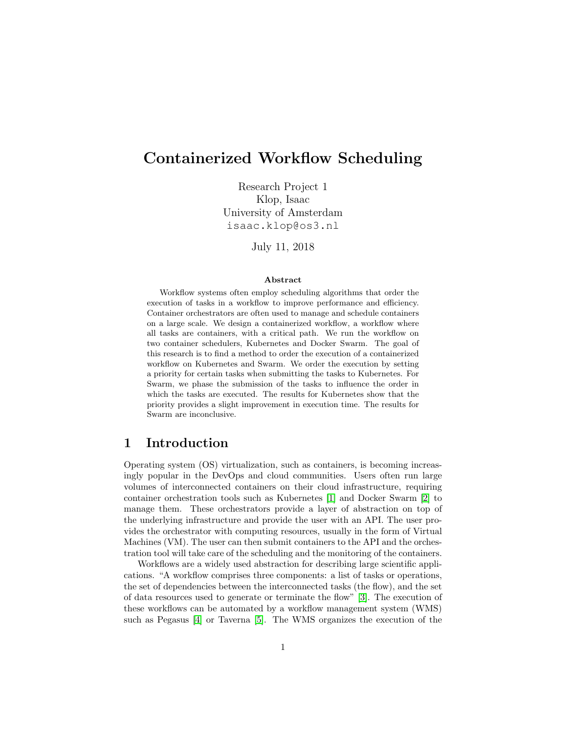# Containerized Workflow Scheduling

Research Project 1
Klop, Isaac
University of Amsterdam
isaac.klop@os3.nl

July 11, 2018

### Abstract

Workflow systems often employ scheduling algorithms that order the execution of tasks in a workflow to improve performance and efficiency. Container orchestrators are often used to manage and schedule containers on a large scale. We design a containerized workflow, a workflow where all tasks are containers, with a critical path. We run the workflow on two container schedulers, Kubernetes and Docker Swarm. The goal of this research is to find a method to order the execution of a containerized workflow on Kubernetes and Swarm. We order the execution by setting a priority for certain tasks when submitting the tasks to Kubernetes. For Swarm, we phase the submission of the tasks to influence the order in which the tasks are executed. The results for Kubernetes show that the priority provides a slight improvement in execution time. The results for Swarm are inconclusive.

## 1 Introduction

Operating system (OS) virtualization, such as containers, is becoming increasingly popular in the DevOps and cloud communities. Users often run large volumes of interconnected containers on their cloud infrastructure, requiring container orchestration tools such as Kubernetes [1] and Docker Swarm [2] to manage them. These orchestrators provide a layer of abstraction on top of the underlying infrastructure and provide the user with an API. The user provides the orchestrator with computing resources, usually in the form of Virtual Machines (VM). The user can then submit containers to the API and the orchestration tool will take care of the scheduling and the monitoring of the containers.

Workflows are a widely used abstraction for describing large scientific applications. "A workflow comprises three components: a list of tasks or operations, the set of dependencies between the interconnected tasks (the flow), and the set of data resources used to generate or terminate the flow" [3]. The execution of these workflows can be automated by a workflow management system (WMS) such as Pegasus [4] or Taverna [5]. The WMS organizes the execution of the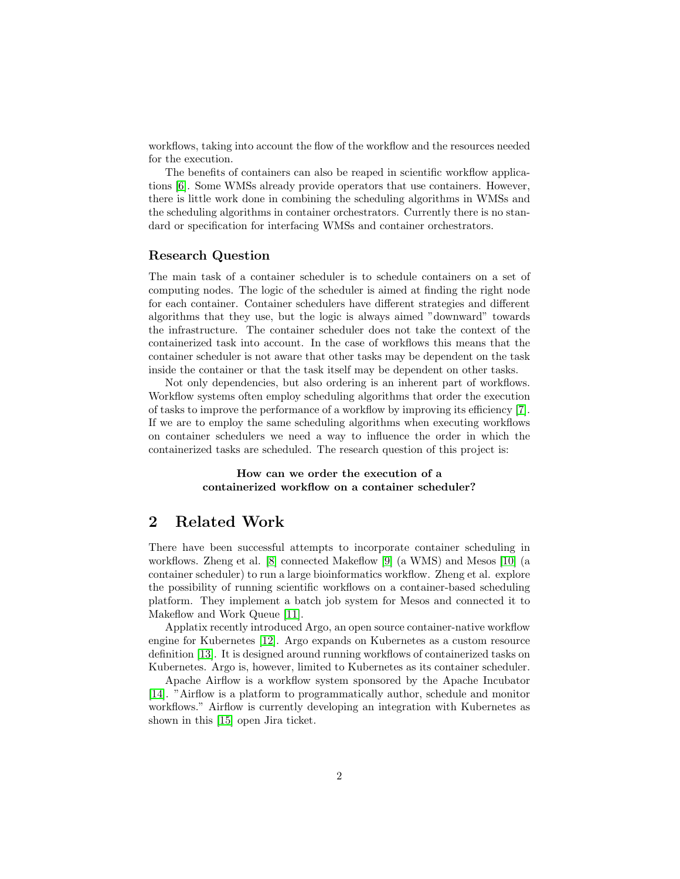workflows, taking into account the flow of the workflow and the resources needed for the execution.

The benefits of containers can also be reaped in scientific workflow applications [6]. Some WMSs already provide operators that use containers. However, there is little work done in combining the scheduling algorithms in WMSs and the scheduling algorithms in container orchestrators. Currently there is no standard or specification for interfacing WMSs and container orchestrators.

### Research Question

The main task of a container scheduler is to schedule containers on a set of computing nodes. The logic of the scheduler is aimed at finding the right node for each container. Container schedulers have different strategies and different algorithms that they use, but the logic is always aimed "downward" towards the infrastructure. The container scheduler does not take the context of the containerized task into account. In the case of workflows this means that the container scheduler is not aware that other tasks may be dependent on the task inside the container or that the task itself may be dependent on other tasks.

Not only dependencies, but also ordering is an inherent part of workflows. Workflow systems often employ scheduling algorithms that order the execution of tasks to improve the performance of a workflow by improving its efficiency [7]. If we are to employ the same scheduling algorithms when executing workflows on container schedulers we need a way to influence the order in which the containerized tasks are scheduled. The research question of this project is:

**How can we order the execution of a containerized workflow on a container scheduler?**

## 2 Related Work

There have been successful attempts to incorporate container scheduling in workflows. Zheng et al. [8] connected Makeflow [9] (a WMS) and Mesos [10] (a container scheduler) to run a large bioinformatics workflow. Zheng et al. explore the possibility of running scientific workflows on a container-based scheduling platform. They implement a batch job system for Mesos and connected it to Makeflow and Work Queue [11].

Applatix recently introduced Argo, an open source container-native workflow engine for Kubernetes [12]. Argo expands on Kubernetes as a custom resource definition [13]. It is designed around running workflows of containerized tasks on Kubernetes. Argo is, however, limited to Kubernetes as its container scheduler.

Apache Airflow is a workflow system sponsored by the Apache Incubator [14]. "Airflow is a platform to programmatically author, schedule and monitor workflows." Airflow is currently developing an integration with Kubernetes as shown in this [15] open Jira ticket.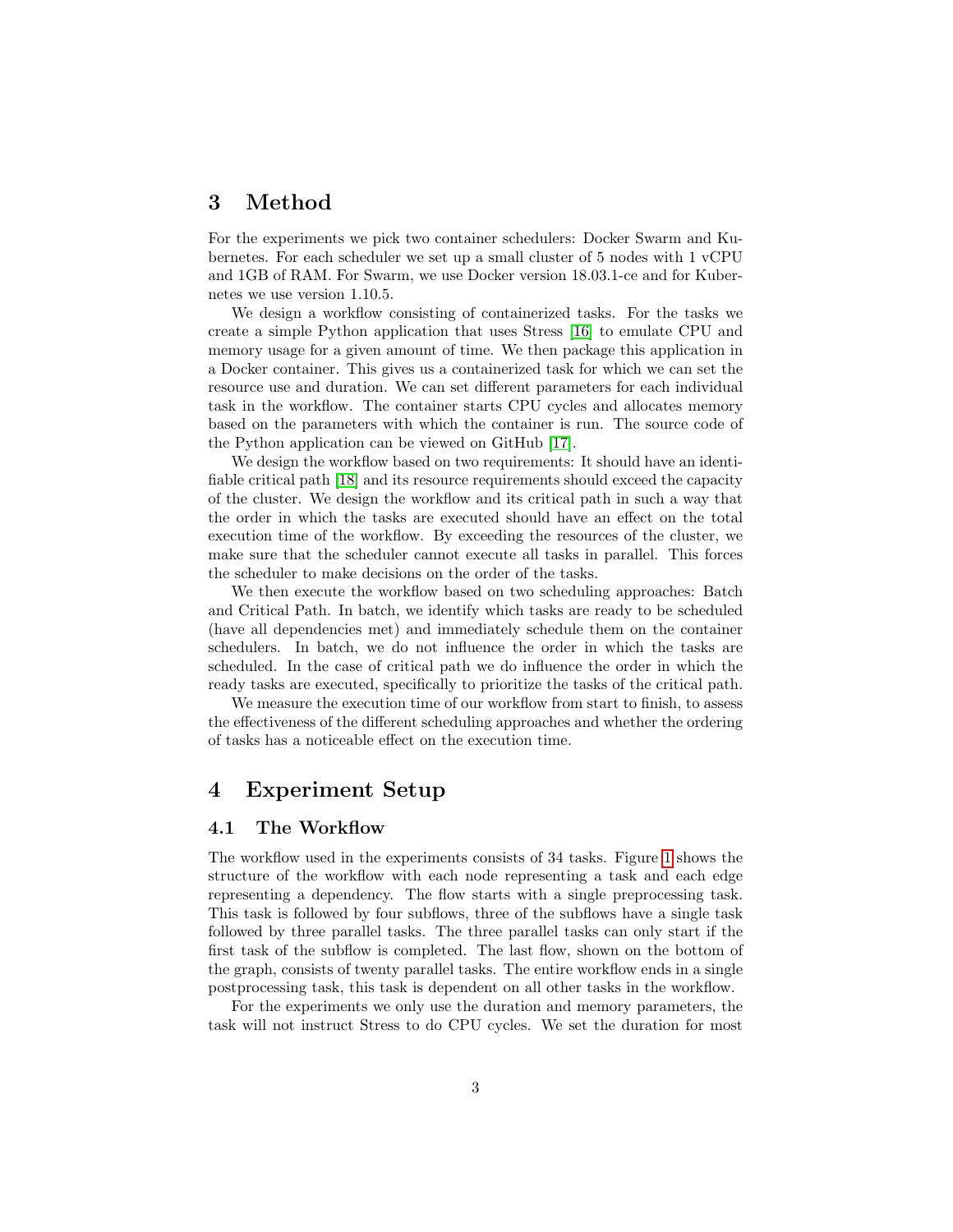# 3 Method

For the experiments we pick two container schedulers: Docker Swarm and Kubernetes. For each scheduler we set up a small cluster of 5 nodes with 1 vCPU and 1GB of RAM. For Swarm, we use Docker version 18.03.1-ce and for Kubernetes we use version 1.10.5.

We design a workflow consisting of containerized tasks. For the tasks we create a simple Python application that uses Stress [16] to emulate CPU and memory usage for a given amount of time. We then package this application in a Docker container. This gives us a containerized task for which we can set the resource use and duration. We can set different parameters for each individual task in the workflow. The container starts CPU cycles and allocates memory based on the parameters with which the container is run. The source code of the Python application can be viewed on GitHub [17].

We design the workflow based on two requirements: It should have an identifiable critical path [18] and its resource requirements should exceed the capacity of the cluster. We design the workflow and its critical path in such a way that the order in which the tasks are executed should have an effect on the total execution time of the workflow. By exceeding the resources of the cluster, we make sure that the scheduler cannot execute all tasks in parallel. This forces the scheduler to make decisions on the order of the tasks.

We then execute the workflow based on two scheduling approaches: Batch and Critical Path. In batch, we identify which tasks are ready to be scheduled (have all dependencies met) and immediately schedule them on the container schedulers. In batch, we do not influence the order in which the tasks are scheduled. In the case of critical path we do influence the order in which the ready tasks are executed, specifically to prioritize the tasks of the critical path.

We measure the execution time of our workflow from start to finish, to assess the effectiveness of the different scheduling approaches and whether the ordering of tasks has a noticeable effect on the execution time.

# 4 Experiment Setup

## 4.1 The Workflow

The workflow used in the experiments consists of 34 tasks. Figure 1 shows the structure of the workflow with each node representing a task and each edge representing a dependency. The flow starts with a single preprocessing task. This task is followed by four subflows, three of the subflows have a single task followed by three parallel tasks. The three parallel tasks can only start if the first task of the subflow is completed. The last flow, shown on the bottom of the graph, consists of twenty parallel tasks. The entire workflow ends in a single postprocessing task, this task is dependent on all other tasks in the workflow.

For the experiments we only use the duration and memory parameters, the task will not instruct Stress to do CPU cycles. We set the duration for most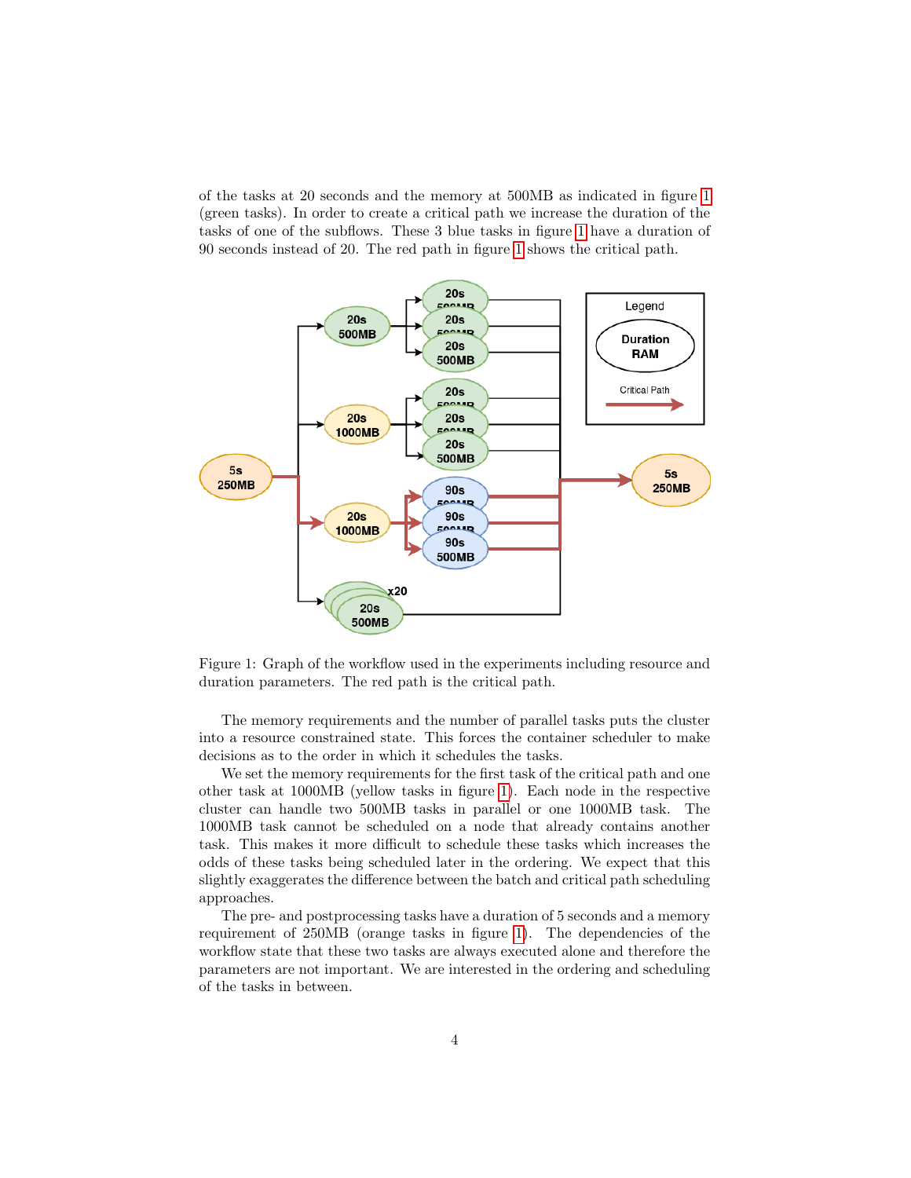of the tasks at 20 seconds and the memory at 500MB as indicated in figure 1 (green tasks). In order to create a critical path we increase the duration of the tasks of one of the subflows. These 3 blue tasks in figure 1 have a duration of 90 seconds instead of 20. The red path in figure 1 shows the critical path.

5s
250MB

20s
500MB

20s
1000MB

20s
1000MB

x20
20s
500MB

20s
500MB

90s
500MB

5s
250MB

Legend
Duration
RAM
Critical Path

Figure 1: Graph of the workflow used in the experiments including resource and duration parameters. The red path is the critical path.

The memory requirements and the number of parallel tasks puts the cluster into a resource constrained state. This forces the container scheduler to make decisions as to the order in which it schedules the tasks.

We set the memory requirements for the first task of the critical path and one other task at 1000MB (yellow tasks in figure 1). Each node in the respective cluster can handle two 500MB tasks in parallel or one 1000MB task. The 1000MB task cannot be scheduled on a node that already contains another task. This makes it more difficult to schedule these tasks which increases the odds of these tasks being scheduled later in the ordering. We expect that this slightly exaggerates the difference between the batch and critical path scheduling approaches.

The pre- and postprocessing tasks have a duration of 5 seconds and a memory requirement of 250MB (orange tasks in figure 1). The dependencies of the workflow state that these two tasks are always executed alone and therefore the parameters are not important. We are interested in the ordering and scheduling of the tasks in between.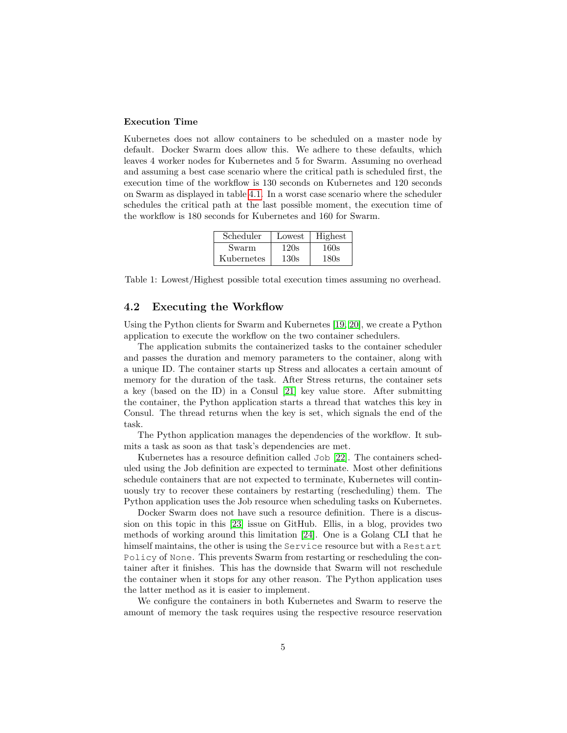**Execution Time**

Kubernetes does not allow containers to be scheduled on a master node by default. Docker Swarm does allow this. We adhere to these defaults, which leaves 4 worker nodes for Kubernetes and 5 for Swarm. Assuming no overhead and assuming a best case scenario where the critical path is scheduled first, the execution time of the workflow is 130 seconds on Kubernetes and 120 seconds on Swarm as displayed in table 4.1. In a worst case scenario where the scheduler schedules the critical path at the last possible moment, the execution time of the workflow is 180 seconds for Kubernetes and 160 for Swarm.

| Scheduler | Lowest | Highest |
|---|---|---|
| Swarm | 120s | 160s |
| Kubernetes | 130s | 180s |

Table 1: Lowest/Highest possible total execution times assuming no overhead.

## 4.2 Executing the Workflow

Using the Python clients for Swarm and Kubernetes [19, 20], we create a Python application to execute the workflow on the two container schedulers.

The application submits the containerized tasks to the container scheduler and passes the duration and memory parameters to the container, along with a unique ID. The container starts up Stress and allocates a certain amount of memory for the duration of the task. After Stress returns, the container sets a key (based on the ID) in a Consul [21] key value store. After submitting the container, the Python application starts a thread that watches this key in Consul. The thread returns when the key is set, which signals the end of the task.

The Python application manages the dependencies of the workflow. It submits a task as soon as that task's dependencies are met.

Kubernetes has a resource definition called `Job` [22]. The containers scheduled using the Job definition are expected to terminate. Most other definitions schedule containers that are not expected to terminate, Kubernetes will continuously try to recover these containers by restarting (rescheduling) them. The Python application uses the Job resource when scheduling tasks on Kubernetes.

Docker Swarm does not have such a resource definition. There is a discussion on this topic in this [23] issue on GitHub. Ellis, in a blog, provides two methods of working around this limitation [24]. One is a Golang CLI that he himself maintains, the other is using the `Service` resource but with a `Restart Policy` of `None`. This prevents Swarm from restarting or rescheduling the container after it finishes. This has the downside that Swarm will not reschedule the container when it stops for any other reason. The Python application uses the latter method as it is easier to implement.

We configure the containers in both Kubernetes and Swarm to reserve the amount of memory the task requires using the respective resource reservation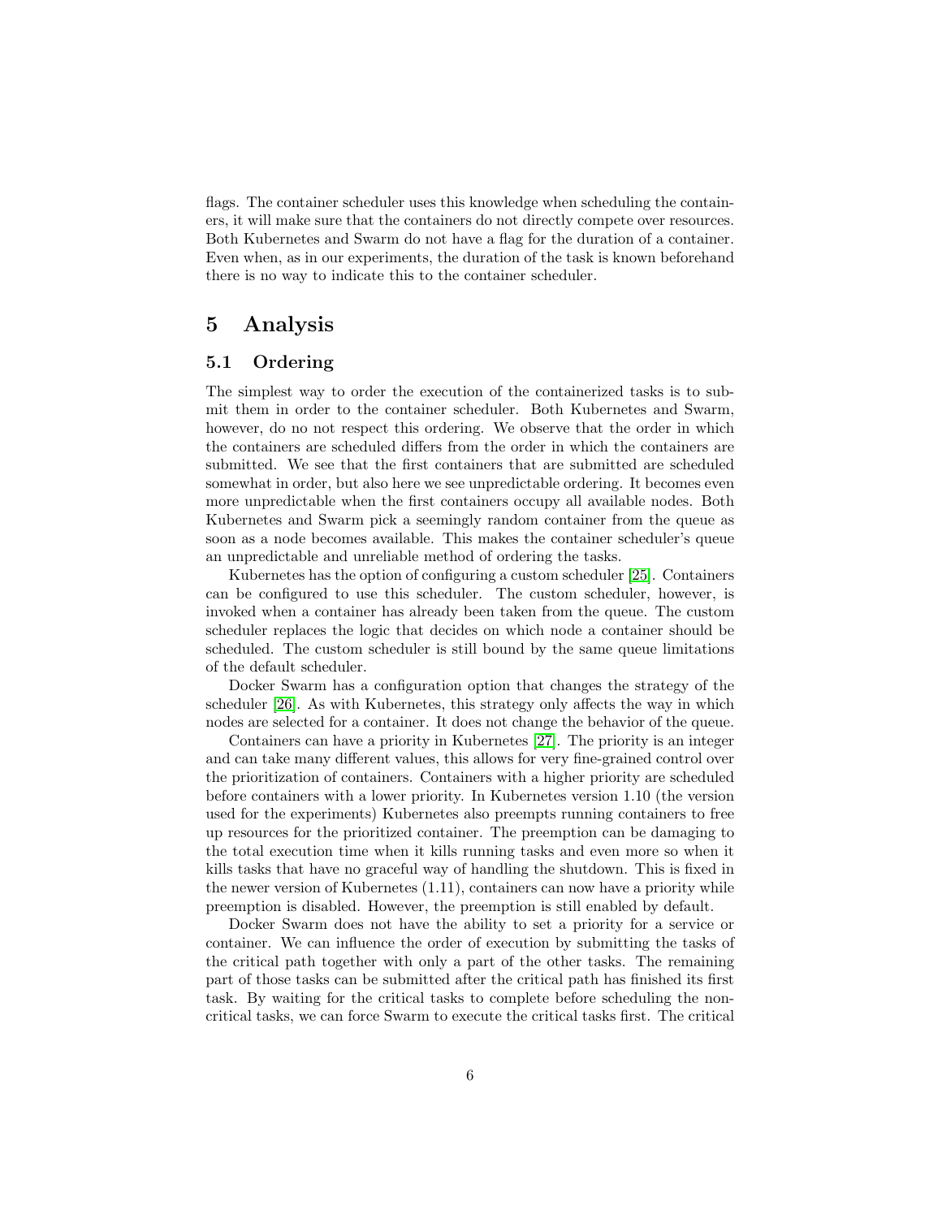flags. The container scheduler uses this knowledge when scheduling the containers, it will make sure that the containers do not directly compete over resources. Both Kubernetes and Swarm do not have a flag for the duration of a container. Even when, as in our experiments, the duration of the task is known beforehand there is no way to indicate this to the container scheduler.

## 5 Analysis

### 5.1 Ordering

The simplest way to order the execution of the containerized tasks is to submit them in order to the container scheduler. Both Kubernetes and Swarm, however, do no not respect this ordering. We observe that the order in which the containers are scheduled differs from the order in which the containers are submitted. We see that the first containers that are submitted are scheduled somewhat in order, but also here we see unpredictable ordering. It becomes even more unpredictable when the first containers occupy all available nodes. Both Kubernetes and Swarm pick a seemingly random container from the queue as soon as a node becomes available. This makes the container scheduler's queue an unpredictable and unreliable method of ordering the tasks.

Kubernetes has the option of configuring a custom scheduler [25]. Containers can be configured to use this scheduler. The custom scheduler, however, is invoked when a container has already been taken from the queue. The custom scheduler replaces the logic that decides on which node a container should be scheduled. The custom scheduler is still bound by the same queue limitations of the default scheduler.

Docker Swarm has a configuration option that changes the strategy of the scheduler [26]. As with Kubernetes, this strategy only affects the way in which nodes are selected for a container. It does not change the behavior of the queue.

Containers can have a priority in Kubernetes [27]. The priority is an integer and can take many different values, this allows for very fine-grained control over the prioritization of containers. Containers with a higher priority are scheduled before containers with a lower priority. In Kubernetes version 1.10 (the version used for the experiments) Kubernetes also preempts running containers to free up resources for the prioritized container. The preemption can be damaging to the total execution time when it kills running tasks and even more so when it kills tasks that have no graceful way of handling the shutdown. This is fixed in the newer version of Kubernetes (1.11), containers can now have a priority while preemption is disabled. However, the preemption is still enabled by default.

Docker Swarm does not have the ability to set a priority for a service or container. We can influence the order of execution by submitting the tasks of the critical path together with only a part of the other tasks. The remaining part of those tasks can be submitted after the critical path has finished its first task. By waiting for the critical tasks to complete before scheduling the non-critical tasks, we can force Swarm to execute the critical tasks first. The critical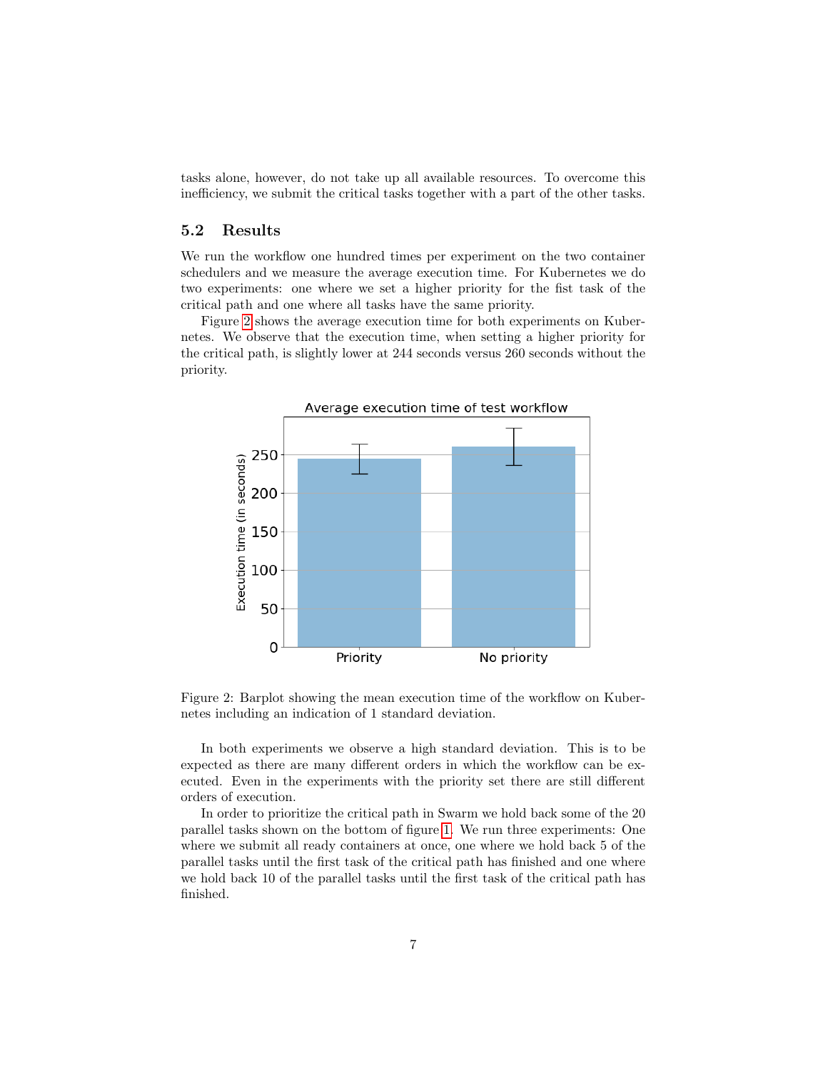tasks alone, however, do not take up all available resources. To overcome this inefficiency, we submit the critical tasks together with a part of the other tasks.

## 5.2 Results

We run the workflow one hundred times per experiment on the two container schedulers and we measure the average execution time. For Kubernetes we do two experiments: one where we set a higher priority for the fist task of the critical path and one where all tasks have the same priority.

Figure 2 shows the average execution time for both experiments on Kubernetes. We observe that the execution time, when setting a higher priority for the critical path, is slightly lower at 244 seconds versus 260 seconds without the priority.

Average execution time of test workflow

Execution time (in seconds)

0
50
100
150
200
250

Priority
No priority

Figure 2: Barplot showing the mean execution time of the workflow on Kubernetes including an indication of 1 standard deviation.

In both experiments we observe a high standard deviation. This is to be expected as there are many different orders in which the workflow can be executed. Even in the experiments with the priority set there are still different orders of execution.

In order to prioritize the critical path in Swarm we hold back some of the 20 parallel tasks shown on the bottom of figure 1. We run three experiments: One where we submit all ready containers at once, one where we hold back 5 of the parallel tasks until the first task of the critical path has finished and one where we hold back 10 of the parallel tasks until the first task of the critical path has finished.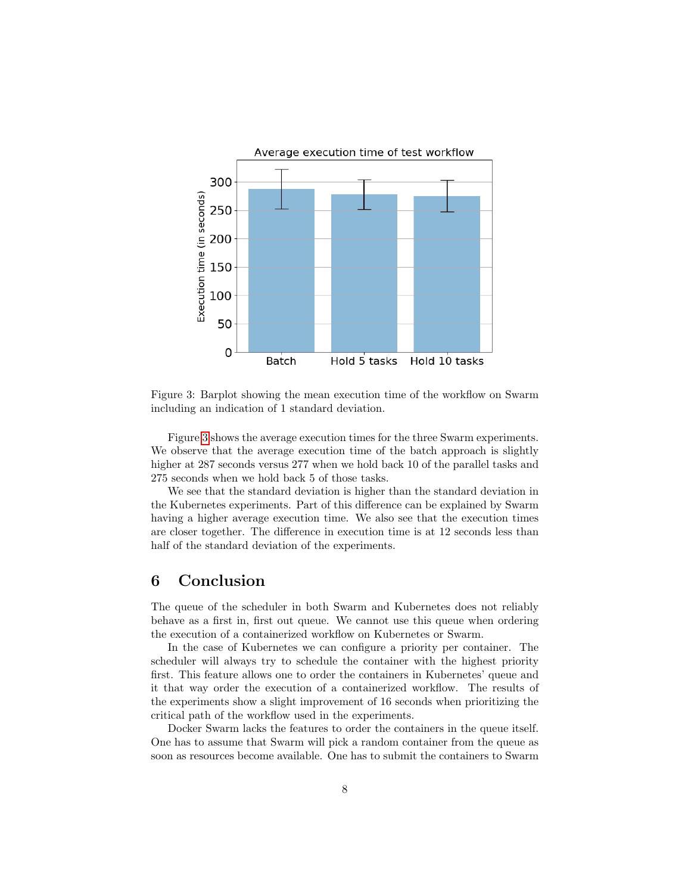Average execution time of test workflow

Execution time (in seconds)

300
250
200
150
100
50
0

Batch
Hold 5 tasks
Hold 10 tasks

Figure 3: Barplot showing the mean execution time of the workflow on Swarm including an indication of 1 standard deviation.

Figure 3 shows the average execution times for the three Swarm experiments. We observe that the average execution time of the batch approach is slightly higher at 287 seconds versus 277 when we hold back 10 of the parallel tasks and 275 seconds when we hold back 5 of those tasks.

We see that the standard deviation is higher than the standard deviation in the Kubernetes experiments. Part of this difference can be explained by Swarm having a higher average execution time. We also see that the execution times are closer together. The difference in execution time is at 12 seconds less than half of the standard deviation of the experiments.

# 6 Conclusion

The queue of the scheduler in both Swarm and Kubernetes does not reliably behave as a first in, first out queue. We cannot use this queue when ordering the execution of a containerized workflow on Kubernetes or Swarm.

In the case of Kubernetes we can configure a priority per container. The scheduler will always try to schedule the container with the highest priority first. This feature allows one to order the containers in Kubernetes' queue and it that way order the execution of a containerized workflow. The results of the experiments show a slight improvement of 16 seconds when prioritizing the critical path of the workflow used in the experiments.

Docker Swarm lacks the features to order the containers in the queue itself. One has to assume that Swarm will pick a random container from the queue as soon as resources become available. One has to submit the containers to Swarm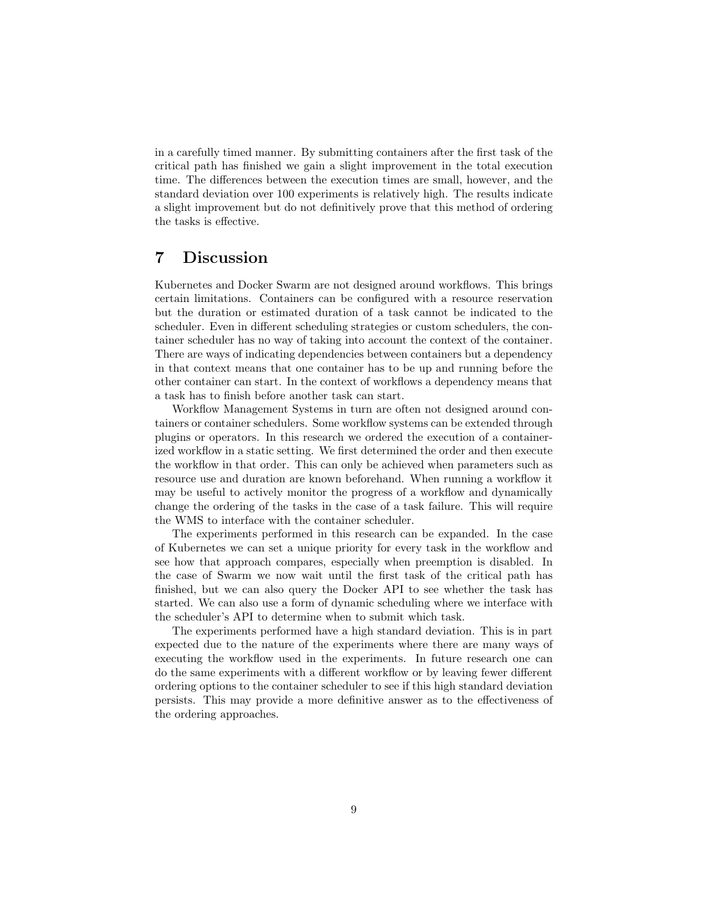in a carefully timed manner. By submitting containers after the first task of the critical path has finished we gain a slight improvement in the total execution time. The differences between the execution times are small, however, and the standard deviation over 100 experiments is relatively high. The results indicate a slight improvement but do not definitively prove that this method of ordering the tasks is effective.

# 7 Discussion

Kubernetes and Docker Swarm are not designed around workflows. This brings certain limitations. Containers can be configured with a resource reservation but the duration or estimated duration of a task cannot be indicated to the scheduler. Even in different scheduling strategies or custom schedulers, the container scheduler has no way of taking into account the context of the container. There are ways of indicating dependencies between containers but a dependency in that context means that one container has to be up and running before the other container can start. In the context of workflows a dependency means that a task has to finish before another task can start.

Workflow Management Systems in turn are often not designed around containers or container schedulers. Some workflow systems can be extended through plugins or operators. In this research we ordered the execution of a containerized workflow in a static setting. We first determined the order and then execute the workflow in that order. This can only be achieved when parameters such as resource use and duration are known beforehand. When running a workflow it may be useful to actively monitor the progress of a workflow and dynamically change the ordering of the tasks in the case of a task failure. This will require the WMS to interface with the container scheduler.

The experiments performed in this research can be expanded. In the case of Kubernetes we can set a unique priority for every task in the workflow and see how that approach compares, especially when preemption is disabled. In the case of Swarm we now wait until the first task of the critical path has finished, but we can also query the Docker API to see whether the task has started. We can also use a form of dynamic scheduling where we interface with the scheduler's API to determine when to submit which task.

The experiments performed have a high standard deviation. This is in part expected due to the nature of the experiments where there are many ways of executing the workflow used in the experiments. In future research one can do the same experiments with a different workflow or by leaving fewer different ordering options to the container scheduler to see if this high standard deviation persists. This may provide a more definitive answer as to the effectiveness of the ordering approaches.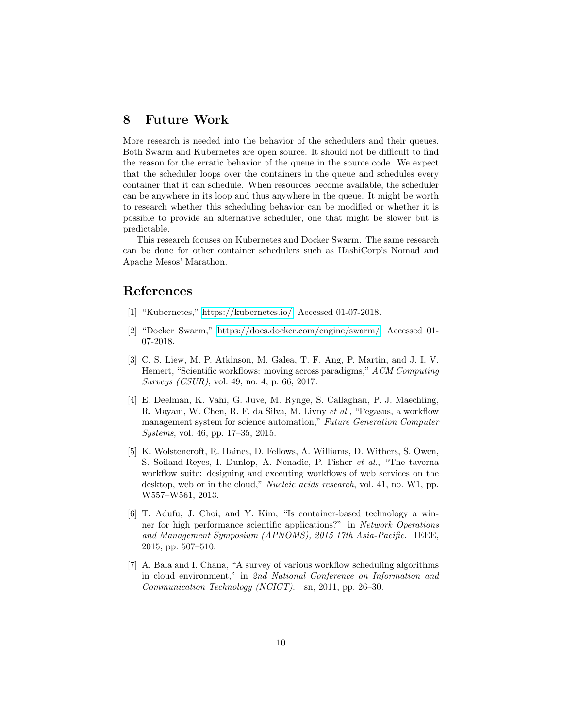## 8 Future Work

More research is needed into the behavior of the schedulers and their queues. Both Swarm and Kubernetes are open source. It should not be difficult to find the reason for the erratic behavior of the queue in the source code. We expect that the scheduler loops over the containers in the queue and schedules every container that it can schedule. When resources become available, the scheduler can be anywhere in its loop and thus anywhere in the queue. It might be worth to research whether this scheduling behavior can be modified or whether it is possible to provide an alternative scheduler, one that might be slower but is predictable.

This research focuses on Kubernetes and Docker Swarm. The same research can be done for other container schedulers such as HashiCorp's Nomad and Apache Mesos' Marathon.

## References

[1] "Kubernetes," https://kubernetes.io/, Accessed 01-07-2018.

[2] "Docker Swarm," https://docs.docker.com/engine/swarm/, Accessed 01-07-2018.

[3] C. S. Liew, M. P. Atkinson, M. Galea, T. F. Ang, P. Martin, and J. I. V. Hemert, "Scientific workflows: moving across paradigms," *ACM Computing Surveys (CSUR)*, vol. 49, no. 4, p. 66, 2017.

[4] E. Deelman, K. Vahi, G. Juve, M. Rynge, S. Callaghan, P. J. Maechling, R. Mayani, W. Chen, R. F. da Silva, M. Livny *et al.*, "Pegasus, a workflow management system for science automation," *Future Generation Computer Systems*, vol. 46, pp. 17–35, 2015.

[5] K. Wolstencroft, R. Haines, D. Fellows, A. Williams, D. Withers, S. Owen, S. Soiland-Reyes, I. Dunlop, A. Nenadic, P. Fisher *et al.*, "The taverna workflow suite: designing and executing workflows of web services on the desktop, web or in the cloud," *Nucleic acids research*, vol. 41, no. W1, pp. W557–W561, 2013.

[6] T. Adufu, J. Choi, and Y. Kim, "Is container-based technology a winner for high performance scientific applications?" in *Network Operations and Management Symposium (APNOMS), 2015 17th Asia-Pacific*. IEEE, 2015, pp. 507–510.

[7] A. Bala and I. Chana, "A survey of various workflow scheduling algorithms in cloud environment," in *2nd National Conference on Information and Communication Technology (NCICT)*. sn, 2011, pp. 26–30.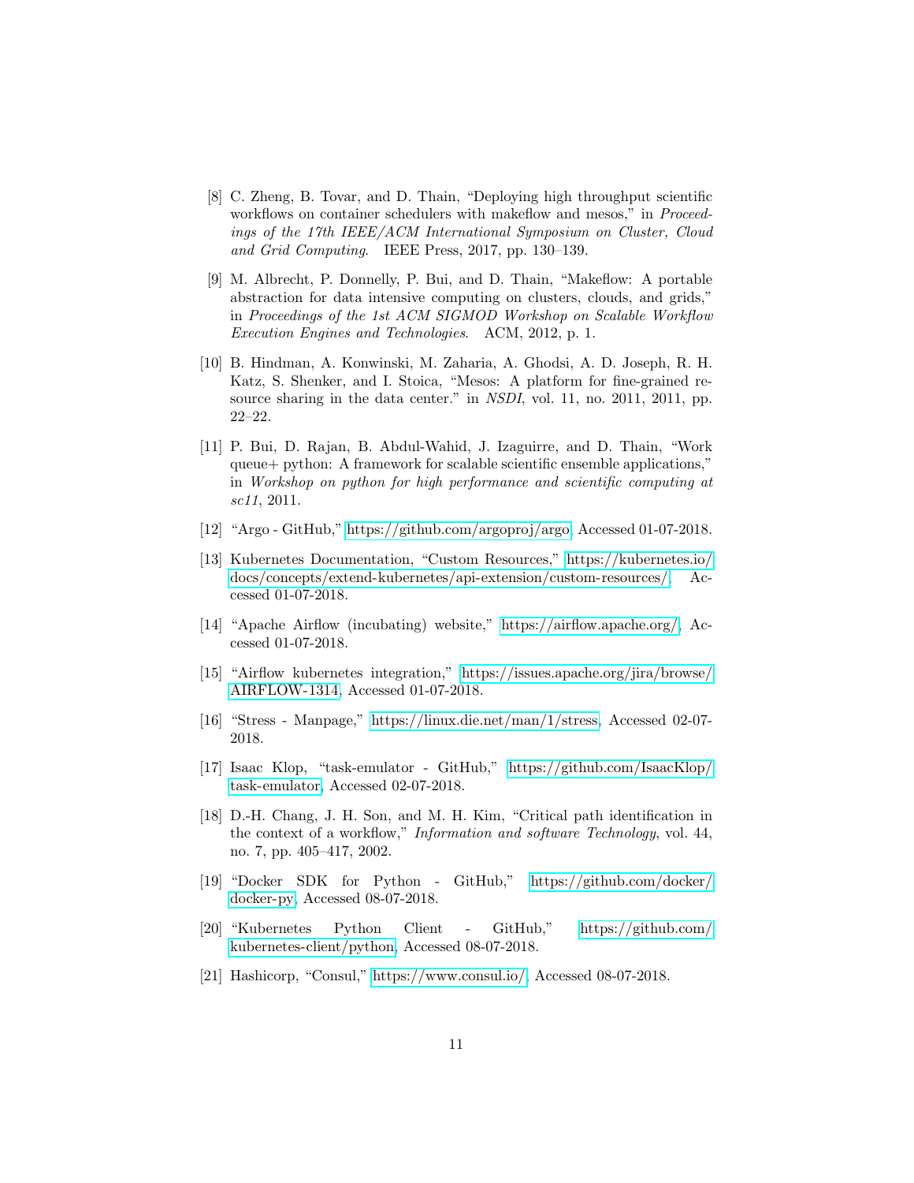[8] C. Zheng, B. Tovar, and D. Thain, "Deploying high throughput scientific workflows on container schedulers with makeflow and mesos," in *Proceedings of the 17th IEEE/ACM International Symposium on Cluster, Cloud and Grid Computing*. IEEE Press, 2017, pp. 130–139.

[9] M. Albrecht, P. Donnelly, P. Bui, and D. Thain, "Makeflow: A portable abstraction for data intensive computing on clusters, clouds, and grids," in *Proceedings of the 1st ACM SIGMOD Workshop on Scalable Workflow Execution Engines and Technologies*. ACM, 2012, p. 1.

[10] B. Hindman, A. Konwinski, M. Zaharia, A. Ghodsi, A. D. Joseph, R. H. Katz, S. Shenker, and I. Stoica, "Mesos: A platform for fine-grained resource sharing in the data center." in *NSDI*, vol. 11, no. 2011, 2011, pp. 22–22.

[11] P. Bui, D. Rajan, B. Abdul-Wahid, J. Izaguirre, and D. Thain, "Work queue+ python: A framework for scalable scientific ensemble applications," in *Workshop on python for high performance and scientific computing at sc11*, 2011.

[12] "Argo - GitHub," https://github.com/argoproj/argo, Accessed 01-07-2018.

[13] Kubernetes Documentation, "Custom Resources," https://kubernetes.io/docs/concepts/extend-kubernetes/api-extension/custom-resources/, Accessed 01-07-2018.

[14] "Apache Airflow (incubating) website," https://airflow.apache.org/, Accessed 01-07-2018.

[15] "Airflow kubernetes integration," https://issues.apache.org/jira/browse/AIRFLOW-1314, Accessed 01-07-2018.

[16] "Stress - Manpage," https://linux.die.net/man/1/stress, Accessed 02-07-2018.

[17] Isaac Klop, "task-emulator - GitHub," https://github.com/IsaacKlop/task-emulator, Accessed 02-07-2018.

[18] D.-H. Chang, J. H. Son, and M. H. Kim, "Critical path identification in the context of a workflow," *Information and software Technology*, vol. 44, no. 7, pp. 405–417, 2002.

[19] "Docker SDK for Python - GitHub," https://github.com/docker/docker-py, Accessed 08-07-2018.

[20] "Kubernetes Python Client - GitHub," https://github.com/kubernetes-client/python, Accessed 08-07-2018.

[21] Hashicorp, "Consul," https://www.consul.io/, Accessed 08-07-2018.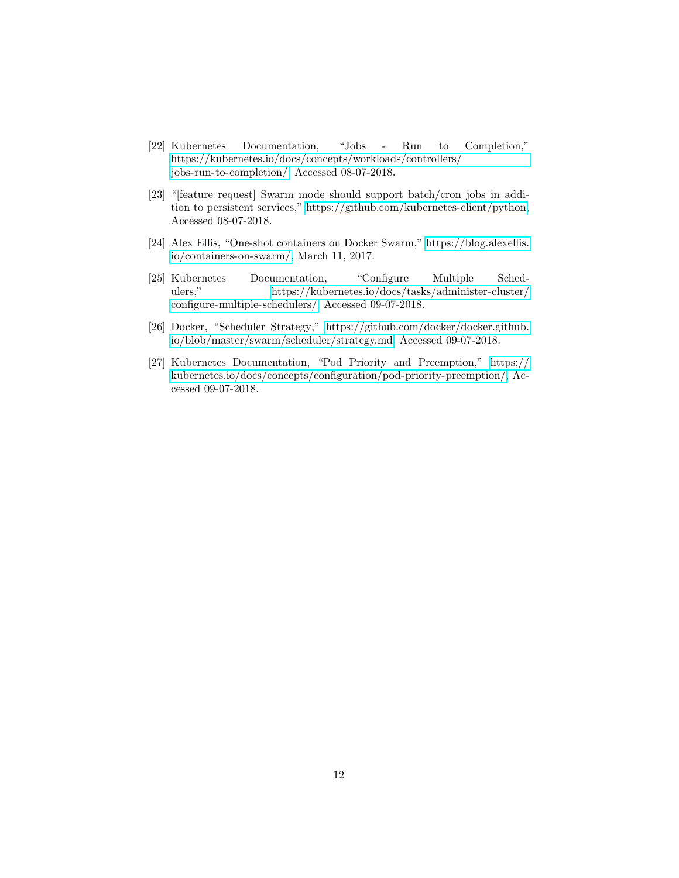[22] Kubernetes Documentation, "Jobs - Run to Completion," https://kubernetes.io/docs/concepts/workloads/controllers/jobs-run-to-completion/ Accessed 08-07-2018.

[23] "[feature request] Swarm mode should support batch/cron jobs in addition to persistent services," https://github.com/kubernetes-client/python, Accessed 08-07-2018.

[24] Alex Ellis, "One-shot containers on Docker Swarm," https://blog.alexellis.io/containers-on-swarm/, March 11, 2017.

[25] Kubernetes Documentation, "Configure Multiple Schedulers," https://kubernetes.io/docs/tasks/administer-cluster/configure-multiple-schedulers/ Accessed 09-07-2018.

[26] Docker, "Scheduler Strategy," https://github.com/docker/docker.github.io/blob/master/swarm/scheduler/strategy.md, Accessed 09-07-2018.

[27] Kubernetes Documentation, "Pod Priority and Preemption," https://kubernetes.io/docs/concepts/configuration/pod-priority-preemption/, Accessed 09-07-2018.